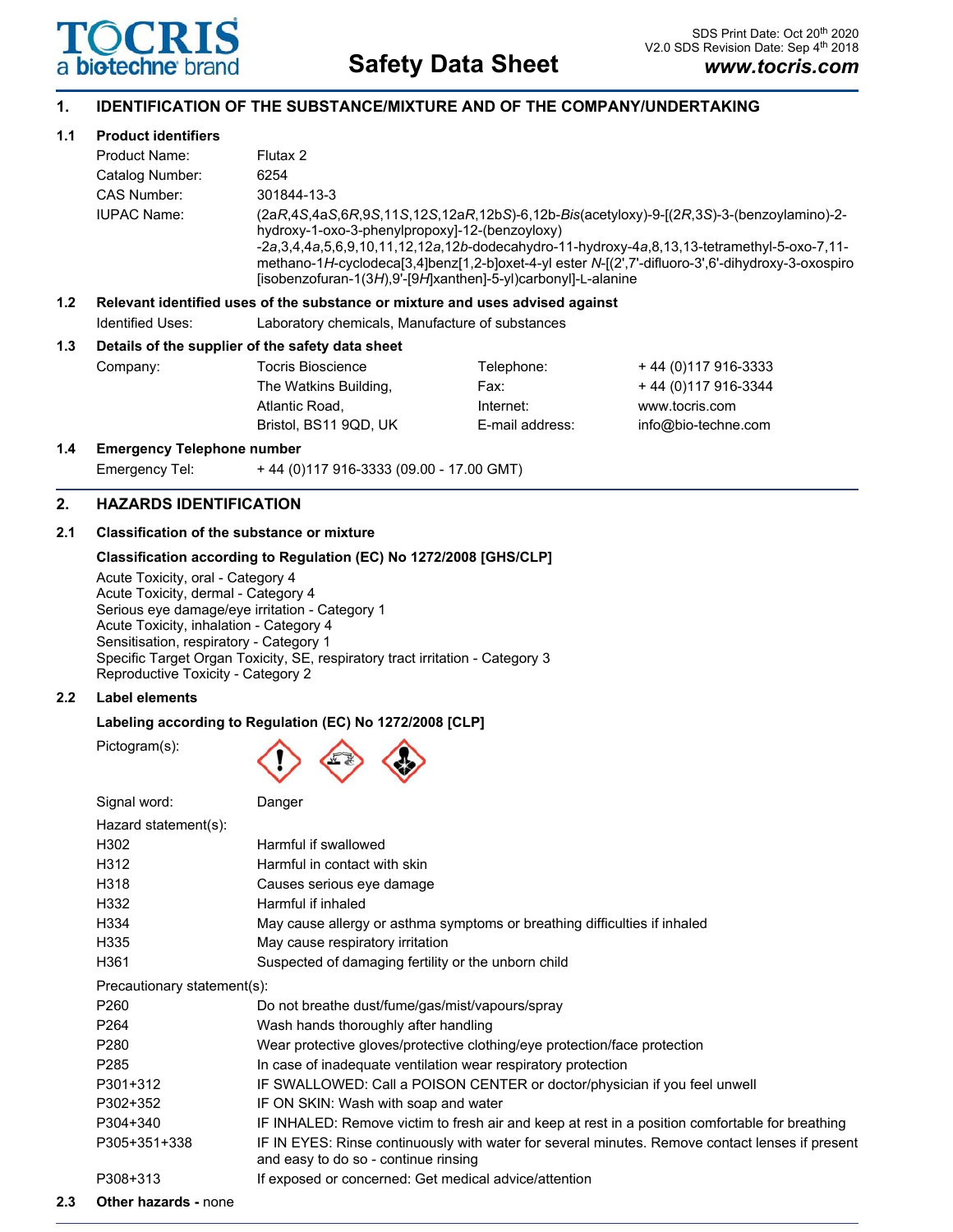# Safety Data Sheet

SDS Print Date: Oct 20th 2020
V2.0 SDS Revision Date: Sep 4th 2018
www.tocris.com

## 1. IDENTIFICATION OF THE SUBSTANCE/MIXTURE AND OF THE COMPANY/UNDERTAKING

### 1.1 Product identifiers

Product Name: Flutax 2

Catalog Number: 6254

CAS Number: 301844-13-3

IUPAC Name: (2a*R*,4*S*,4a*S*,6*R*,9*S*,11*S*,12*S*,12a*R*,12b*S*)-6,12b-*Bis*(acetyloxy)-9-[(2*R*,3*S*)-3-(benzoylamino)-2-hydroxy-1-oxo-3-phenylpropoxy]-12-(benzoyloxy)-2*a*,3,4,4*a*,5,6,9,10,11,12,12*a*,12*b*-dodecahydro-11-hydroxy-4*a*,8,13,13-tetramethyl-5-oxo-7,11-methano-1*H*-cyclodeca[3,4]benz[1,2-b]oxet-4-yl ester *N*-[(2',7'-difluoro-3',6'-dihydroxy-3-oxospiro [isobenzofuran-1(3*H*),9'-[9*H*]xanthen]-5-yl)carbonyl]-L-alanine

### 1.2 Relevant identified uses of the substance or mixture and uses advised against

Identified Uses: Laboratory chemicals, Manufacture of substances

### 1.3 Details of the supplier of the safety data sheet

Company: Tocris Bioscience, The Watkins Building, Atlantic Road, Bristol, BS11 9QD, UK

Telephone: + 44 (0)117 916-3333

Fax: + 44 (0)117 916-3344

Internet: www.tocris.com

E-mail address: info@bio-techne.com

### 1.4 Emergency Telephone number

Emergency Tel: + 44 (0)117 916-3333 (09.00 - 17.00 GMT)

## 2. HAZARDS IDENTIFICATION

### 2.1 Classification of the substance or mixture

**Classification according to Regulation (EC) No 1272/2008 [GHS/CLP]**

Acute Toxicity, oral - Category 4
Acute Toxicity, dermal - Category 4
Serious eye damage/eye irritation - Category 1
Acute Toxicity, inhalation - Category 4
Sensitisation, respiratory - Category 1
Specific Target Organ Toxicity, SE, respiratory tract irritation - Category 3
Reproductive Toxicity - Category 2

### 2.2 Label elements

**Labeling according to Regulation (EC) No 1272/2008 [CLP]**

Pictogram(s):

Signal word: Danger

Hazard statement(s):

| | |
|---|---|
| H302 | Harmful if swallowed |
| H312 | Harmful in contact with skin |
| H318 | Causes serious eye damage |
| H332 | Harmful if inhaled |
| H334 | May cause allergy or asthma symptoms or breathing difficulties if inhaled |
| H335 | May cause respiratory irritation |
| H361 | Suspected of damaging fertility or the unborn child |

Precautionary statement(s):

| | |
|---|---|
| P260 | Do not breathe dust/fume/gas/mist/vapours/spray |
| P264 | Wash hands thoroughly after handling |
| P280 | Wear protective gloves/protective clothing/eye protection/face protection |
| P285 | In case of inadequate ventilation wear respiratory protection |
| P301+312 | IF SWALLOWED: Call a POISON CENTER or doctor/physician if you feel unwell |
| P302+352 | IF ON SKIN: Wash with soap and water |
| P304+340 | IF INHALED: Remove victim to fresh air and keep at rest in a position comfortable for breathing |
| P305+351+338 | IF IN EYES: Rinse continuously with water for several minutes. Remove contact lenses if present and easy to do so - continue rinsing |
| P308+313 | If exposed or concerned: Get medical advice/attention |

### 2.3 Other hazards - none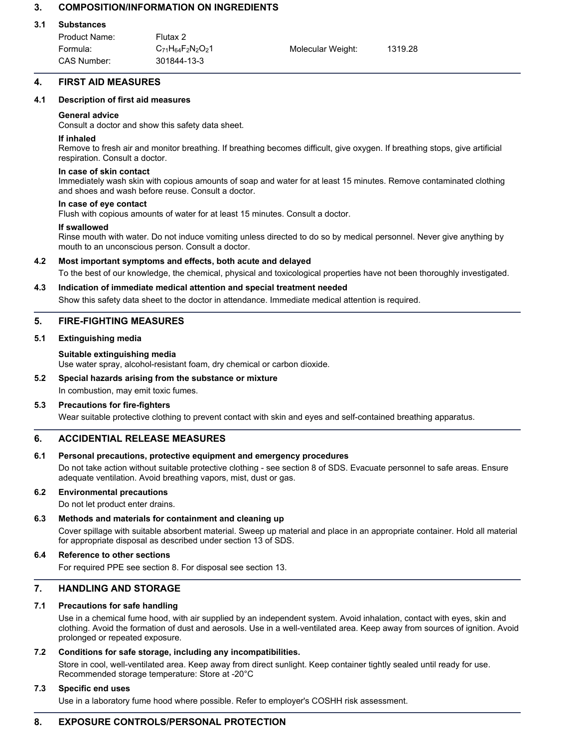## 3. COMPOSITION/INFORMATION ON INGREDIENTS

### 3.1 Substances

| | | | |
|---|---|---|---|
| Product Name: | Flutax 2 | | |
| Formula: | $C_{71}H_{64}F_2N_2O_{21}$ | Molecular Weight: | 1319.28 |
| CAS Number: | 301844-13-3 | | |

## 4. FIRST AID MEASURES

### 4.1 Description of first aid measures

**General advice**
Consult a doctor and show this safety data sheet.

**If inhaled**
Remove to fresh air and monitor breathing. If breathing becomes difficult, give oxygen. If breathing stops, give artificial respiration. Consult a doctor.

**In case of skin contact**
Immediately wash skin with copious amounts of soap and water for at least 15 minutes. Remove contaminated clothing and shoes and wash before reuse. Consult a doctor.

**In case of eye contact**
Flush with copious amounts of water for at least 15 minutes. Consult a doctor.

**If swallowed**
Rinse mouth with water. Do not induce vomiting unless directed to do so by medical personnel. Never give anything by mouth to an unconscious person. Consult a doctor.

### 4.2 Most important symptoms and effects, both acute and delayed

To the best of our knowledge, the chemical, physical and toxicological properties have not been thoroughly investigated.

### 4.3 Indication of immediate medical attention and special treatment needed

Show this safety data sheet to the doctor in attendance. Immediate medical attention is required.

## 5. FIRE-FIGHTING MEASURES

### 5.1 Extinguishing media

**Suitable extinguishing media**
Use water spray, alcohol-resistant foam, dry chemical or carbon dioxide.

### 5.2 Special hazards arising from the substance or mixture

In combustion, may emit toxic fumes.

### 5.3 Precautions for fire-fighters

Wear suitable protective clothing to prevent contact with skin and eyes and self-contained breathing apparatus.

## 6. ACCIDENTIAL RELEASE MEASURES

### 6.1 Personal precautions, protective equipment and emergency procedures

Do not take action without suitable protective clothing - see section 8 of SDS. Evacuate personnel to safe areas. Ensure adequate ventilation. Avoid breathing vapors, mist, dust or gas.

### 6.2 Environmental precautions

Do not let product enter drains.

### 6.3 Methods and materials for containment and cleaning up

Cover spillage with suitable absorbent material. Sweep up material and place in an appropriate container. Hold all material for appropriate disposal as described under section 13 of SDS.

### 6.4 Reference to other sections

For required PPE see section 8. For disposal see section 13.

## 7. HANDLING AND STORAGE

### 7.1 Precautions for safe handling

Use in a chemical fume hood, with air supplied by an independent system. Avoid inhalation, contact with eyes, skin and clothing. Avoid the formation of dust and aerosols. Use in a well-ventilated area. Keep away from sources of ignition. Avoid prolonged or repeated exposure.

### 7.2 Conditions for safe storage, including any incompatibilities.

Store in cool, well-ventilated area. Keep away from direct sunlight. Keep container tightly sealed until ready for use. Recommended storage temperature: Store at -20°C

### 7.3 Specific end uses

Use in a laboratory fume hood where possible. Refer to employer's COSHH risk assessment.

## 8. EXPOSURE CONTROLS/PERSONAL PROTECTION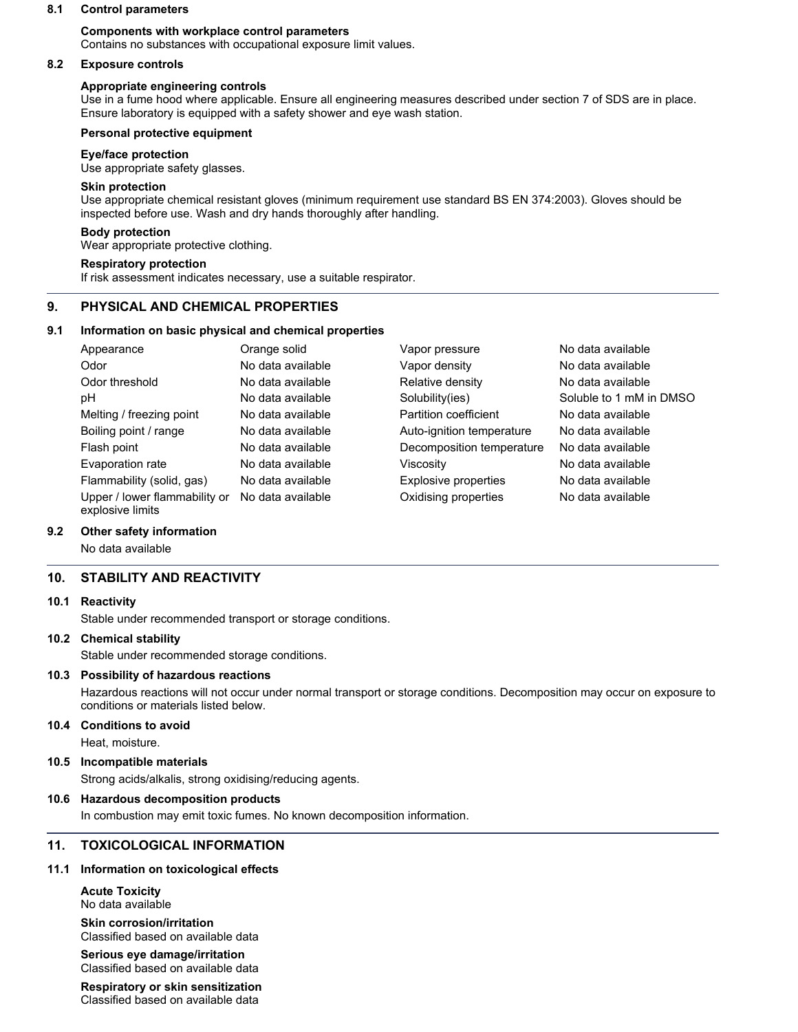### 8.1 Control parameters

**Components with workplace control parameters**
Contains no substances with occupational exposure limit values.

### 8.2 Exposure controls

**Appropriate engineering controls**
Use in a fume hood where applicable. Ensure all engineering measures described under section 7 of SDS are in place. Ensure laboratory is equipped with a safety shower and eye wash station.

**Personal protective equipment**

**Eye/face protection**
Use appropriate safety glasses.

**Skin protection**
Use appropriate chemical resistant gloves (minimum requirement use standard BS EN 374:2003). Gloves should be inspected before use. Wash and dry hands thoroughly after handling.

**Body protection**
Wear appropriate protective clothing.

**Respiratory protection**
If risk assessment indicates necessary, use a suitable respirator.

## 9. PHYSICAL AND CHEMICAL PROPERTIES

### 9.1 Information on basic physical and chemical properties

| | | | |
|---|---|---|---|
| Appearance | Orange solid | Vapor pressure | No data available |
| Odor | No data available | Vapor density | No data available |
| Odor threshold | No data available | Relative density | No data available |
| pH | No data available | Solubility(ies) | Soluble to 1 mM in DMSO |
| Melting / freezing point | No data available | Partition coefficient | No data available |
| Boiling point / range | No data available | Auto-ignition temperature | No data available |
| Flash point | No data available | Decomposition temperature | No data available |
| Evaporation rate | No data available | Viscosity | No data available |
| Flammability (solid, gas) | No data available | Explosive properties | No data available |
| Upper / lower flammability or explosive limits | No data available | Oxidising properties | No data available |

### 9.2 Other safety information

No data available

## 10. STABILITY AND REACTIVITY

### 10.1 Reactivity

Stable under recommended transport or storage conditions.

### 10.2 Chemical stability

Stable under recommended storage conditions.

### 10.3 Possibility of hazardous reactions

Hazardous reactions will not occur under normal transport or storage conditions. Decomposition may occur on exposure to conditions or materials listed below.

### 10.4 Conditions to avoid

Heat, moisture.

### 10.5 Incompatible materials

Strong acids/alkalis, strong oxidising/reducing agents.

### 10.6 Hazardous decomposition products

In combustion may emit toxic fumes. No known decomposition information.

## 11. TOXICOLOGICAL INFORMATION

### 11.1 Information on toxicological effects

**Acute Toxicity**
No data available

**Skin corrosion/irritation**
Classified based on available data

**Serious eye damage/irritation**
Classified based on available data

**Respiratory or skin sensitization**
Classified based on available data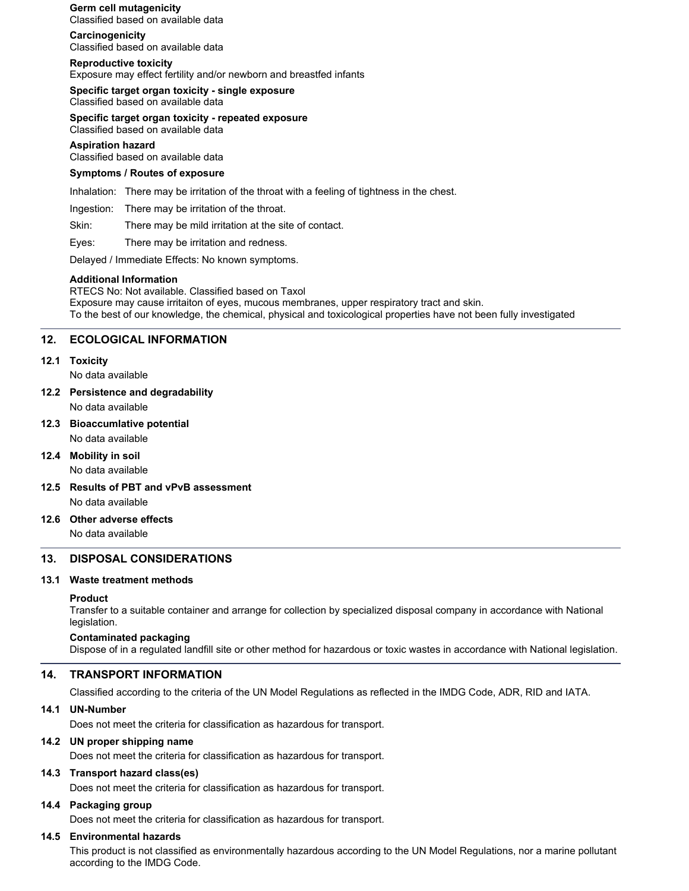**Germ cell mutagenicity**
Classified based on available data

**Carcinogenicity**
Classified based on available data

**Reproductive toxicity**
Exposure may effect fertility and/or newborn and breastfed infants

**Specific target organ toxicity - single exposure**
Classified based on available data

**Specific target organ toxicity - repeated exposure**
Classified based on available data

**Aspiration hazard**
Classified based on available data

**Symptoms / Routes of exposure**

Inhalation: There may be irritation of the throat with a feeling of tightness in the chest.

Ingestion: There may be irritation of the throat.

Skin: There may be mild irritation at the site of contact.

Eyes: There may be irritation and redness.

Delayed / Immediate Effects: No known symptoms.

**Additional Information**
RTECS No: Not available. Classified based on Taxol
Exposure may cause irritaiton of eyes, mucous membranes, upper respiratory tract and skin.
To the best of our knowledge, the chemical, physical and toxicological properties have not been fully investigated

## 12. ECOLOGICAL INFORMATION

### 12.1 Toxicity
No data available

### 12.2 Persistence and degradability
No data available

### 12.3 Bioaccumlative potential
No data available

### 12.4 Mobility in soil
No data available

### 12.5 Results of PBT and vPvB assessment
No data available

### 12.6 Other adverse effects
No data available

## 13. DISPOSAL CONSIDERATIONS

### 13.1 Waste treatment methods

**Product**
Transfer to a suitable container and arrange for collection by specialized disposal company in accordance with National legislation.

**Contaminated packaging**
Dispose of in a regulated landfill site or other method for hazardous or toxic wastes in accordance with National legislation.

## 14. TRANSPORT INFORMATION

Classified according to the criteria of the UN Model Regulations as reflected in the IMDG Code, ADR, RID and IATA.

### 14.1 UN-Number
Does not meet the criteria for classification as hazardous for transport.

### 14.2 UN proper shipping name
Does not meet the criteria for classification as hazardous for transport.

### 14.3 Transport hazard class(es)
Does not meet the criteria for classification as hazardous for transport.

### 14.4 Packaging group
Does not meet the criteria for classification as hazardous for transport.

### 14.5 Environmental hazards
This product is not classified as environmentally hazardous according to the UN Model Regulations, nor a marine pollutant according to the IMDG Code.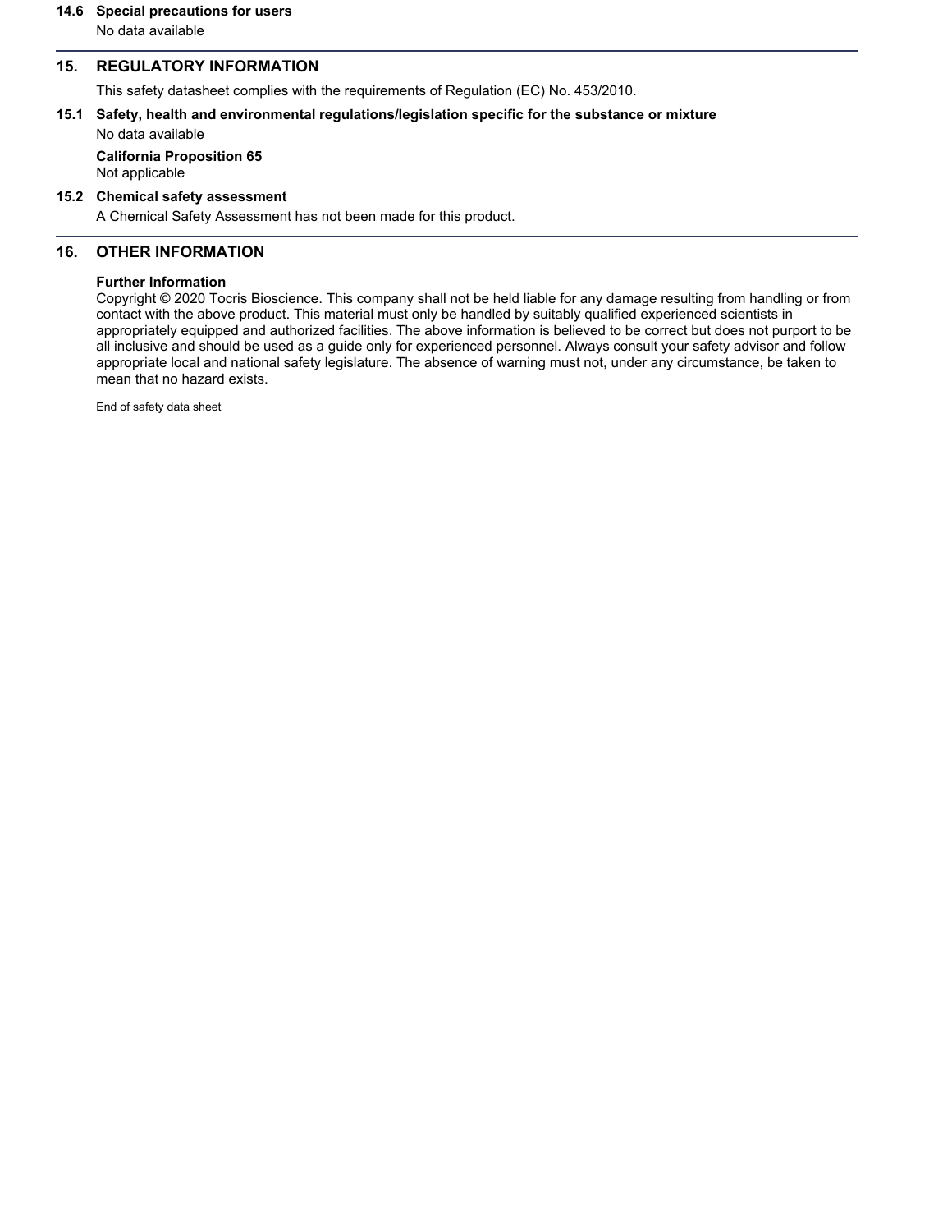### 14.6 Special precautions for users

No data available

## 15. REGULATORY INFORMATION

This safety datasheet complies with the requirements of Regulation (EC) No. 453/2010.

### 15.1 Safety, health and environmental regulations/legislation specific for the substance or mixture

No data available

**California Proposition 65**
Not applicable

### 15.2 Chemical safety assessment

A Chemical Safety Assessment has not been made for this product.

## 16. OTHER INFORMATION

**Further Information**
Copyright © 2020 Tocris Bioscience. This company shall not be held liable for any damage resulting from handling or from contact with the above product. This material must only be handled by suitably qualified experienced scientists in appropriately equipped and authorized facilities. The above information is believed to be correct but does not purport to be all inclusive and should be used as a guide only for experienced personnel. Always consult your safety advisor and follow appropriate local and national safety legislature. The absence of warning must not, under any circumstance, be taken to mean that no hazard exists.

End of safety data sheet